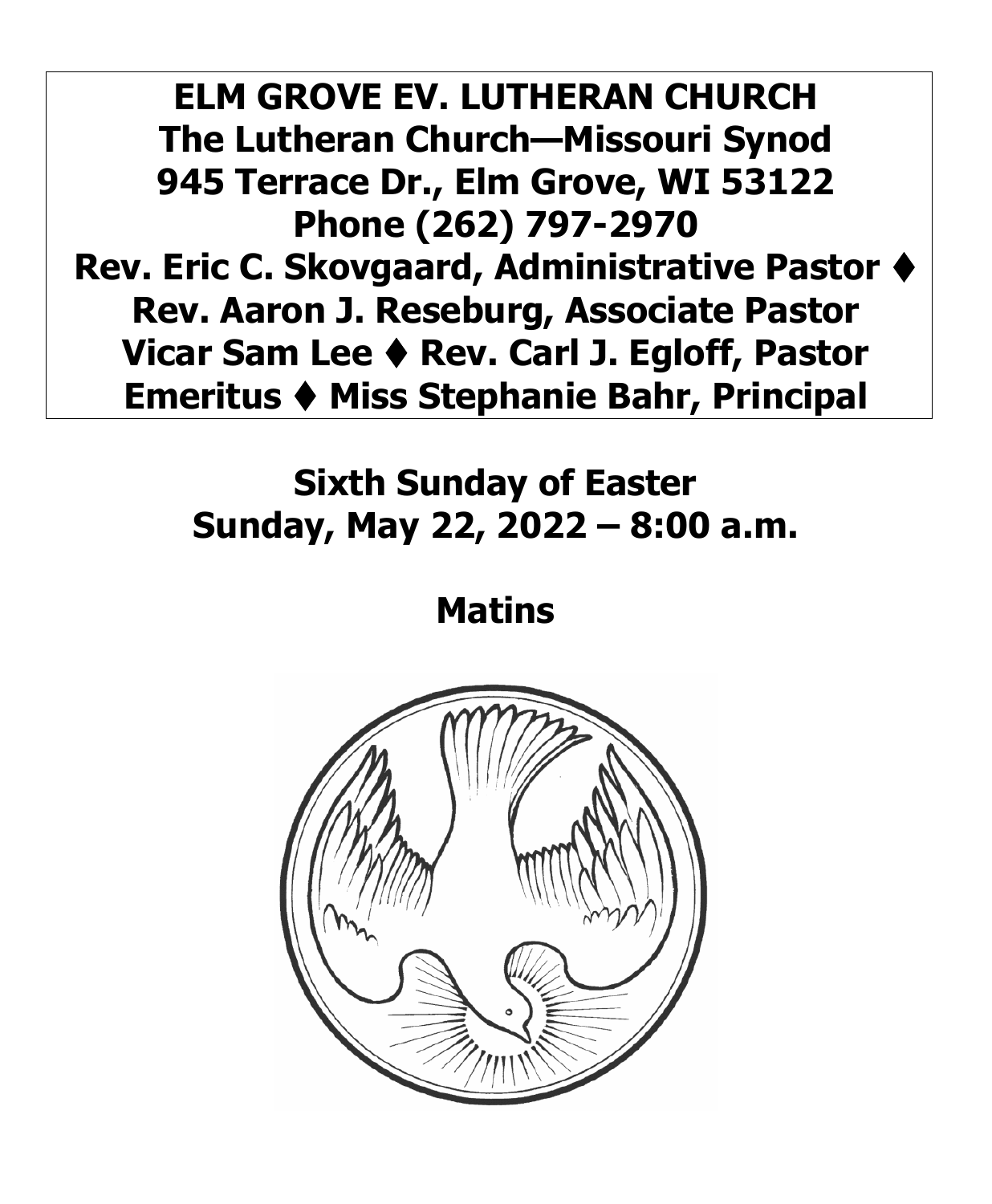**ELM GROVE EV. LUTHERAN CHURCH**
**The Lutheran Church—Missouri Synod**
**945 Terrace Dr., Elm Grove, WI 53122**
**Phone (262) 797-2970**
**Rev. Eric C. Skovgaard, Administrative Pastor ♦ Rev. Aaron J. Reseburg, Associate Pastor**
**Vicar Sam Lee ♦ Rev. Carl J. Egloff, Pastor Emeritus ♦ Miss Stephanie Bahr, Principal**

# Sixth Sunday of Easter
# Sunday, May 22, 2022 – 8:00 a.m.

# Matins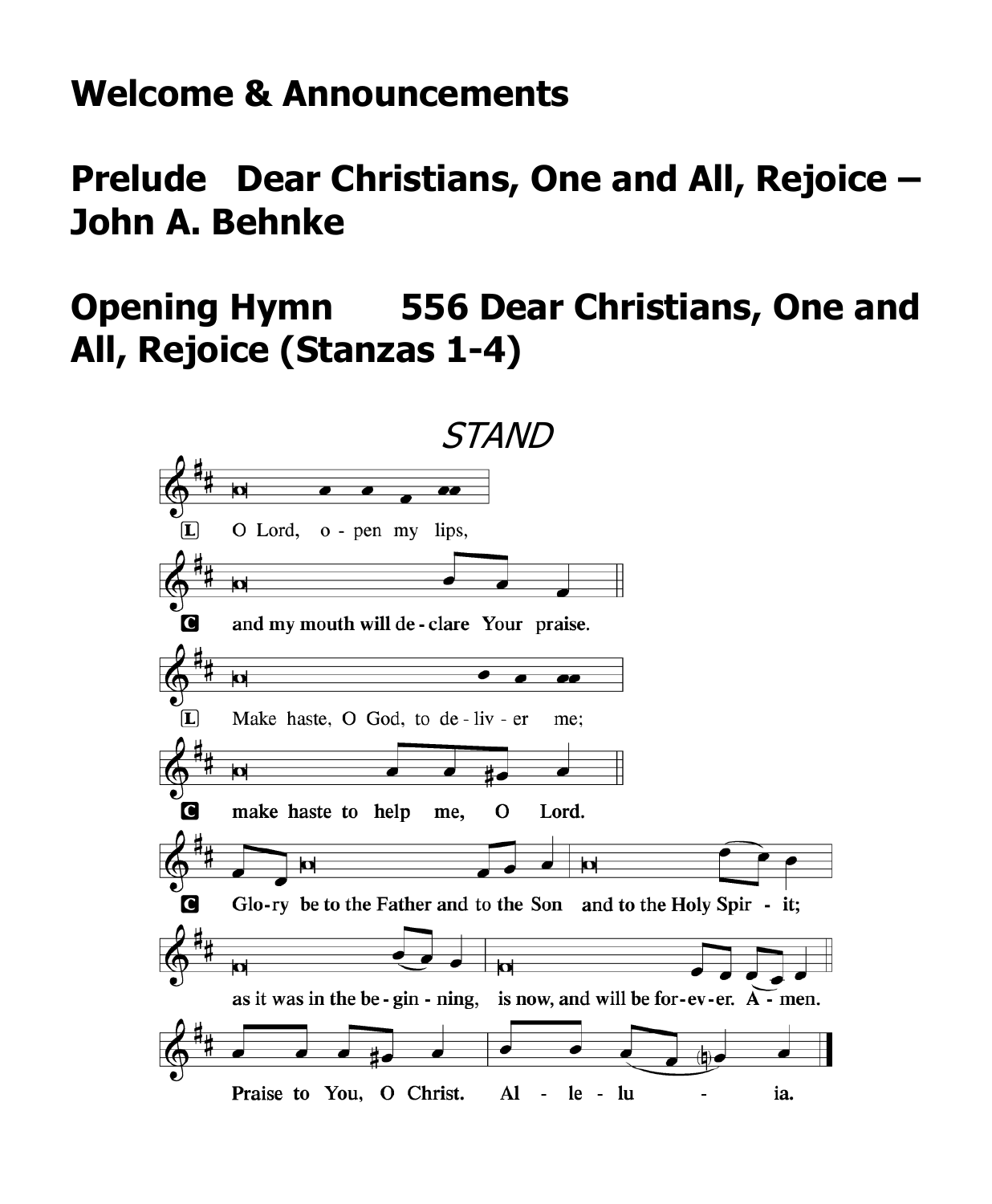**Welcome & Announcements**

**Prelude  Dear Christians, One and All, Rejoice – John A. Behnke**

**Opening Hymn  556 Dear Christians, One and All, Rejoice (Stanzas 1-4)**

*STAND*

L O Lord, open my lips,

C **and my mouth will declare Your praise.**

L Make haste, O God, to deliver me;

C **make haste to help me, O Lord.**

C **Glory be to the Father and to the Son and to the Holy Spirit; as it was in the beginning, is now, and will be forever. Amen. Praise to You, O Christ. Alleluia.**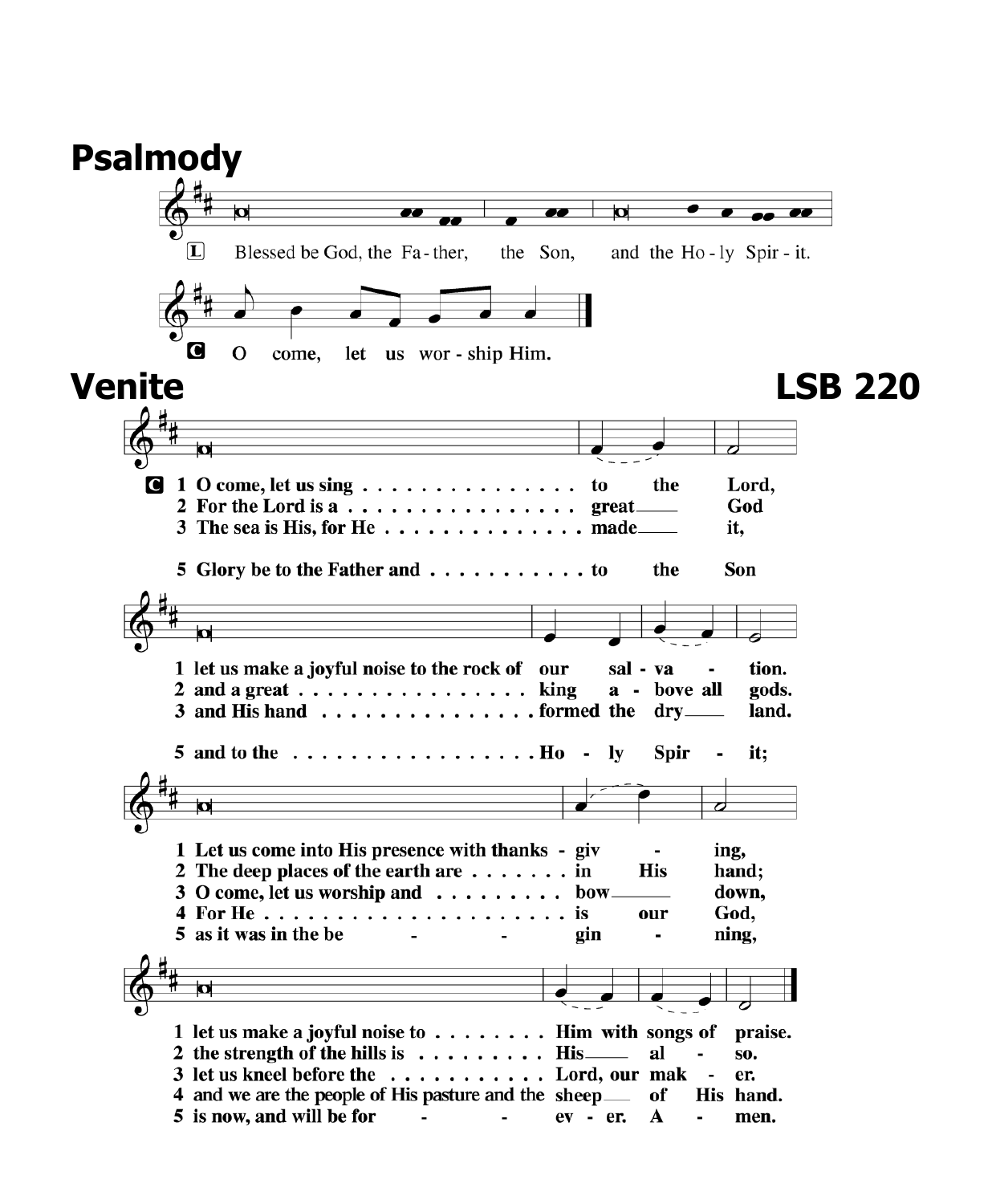# Psalmody

L Blessed be God, the Father, the Son, and the Holy Spirit.

C O come, let us worship Him.

# Venite LSB 220

C 1 O come, let us sing to the Lord,
let us make a joyful noise to the rock of our salvation.
Let us come into His presence with thanksgiving,
let us make a joyful noise to Him with songs of praise.

2 For the Lord is a great God
and a great king above all gods.
The deep places of the earth are in His hand;
the strength of the hills is His also.

3 The sea is His, for He made it,
and His hand formed the dry land.
O come, let us worship and bow down,
let us kneel before the Lord, our maker.

4 For He is our God,
and we are the people of His pasture and the sheep of His hand.

5 Glory be to the Father and to the Son
and to the Holy Spirit;
as it was in the beginning,
is now, and will be forever. Amen.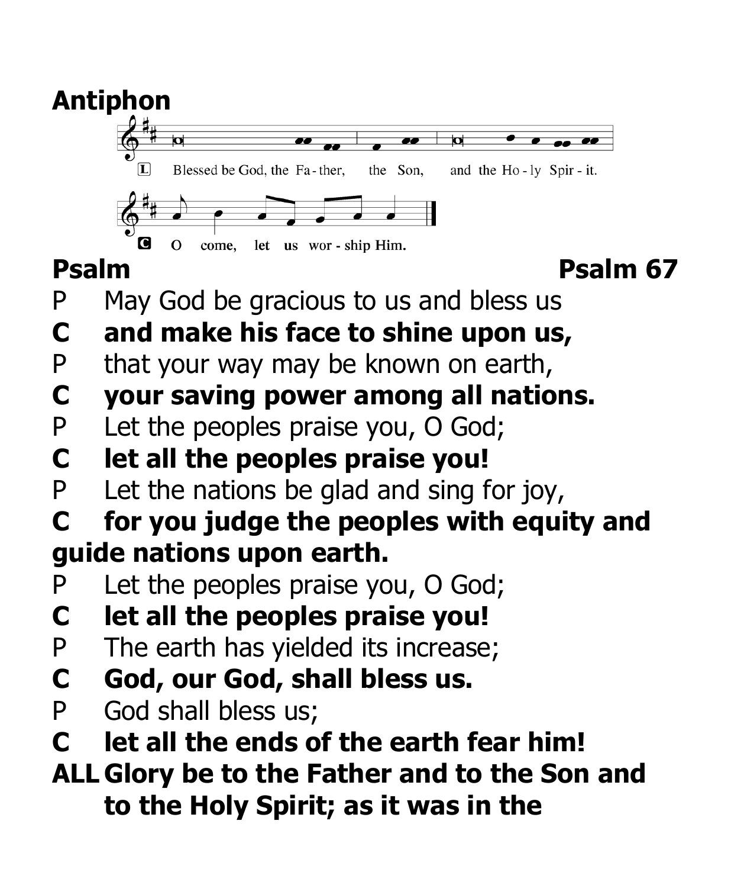## Antiphon

L Blessed be God, the Father, the Son, and the Holy Spirit.

C O come, let us worship Him.

## Psalm Psalm 67

P May God be gracious to us and bless us

**C and make his face to shine upon us,**

P that your way may be known on earth,

**C your saving power among all nations.**

P Let the peoples praise you, O God;

**C let all the peoples praise you!**

P Let the nations be glad and sing for joy,

**C for you judge the peoples with equity and guide nations upon earth.**

P Let the peoples praise you, O God;

**C let all the peoples praise you!**

P The earth has yielded its increase;

**C God, our God, shall bless us.**

P God shall bless us;

**C let all the ends of the earth fear him!**

**ALL Glory be to the Father and to the Son and to the Holy Spirit; as it was in the**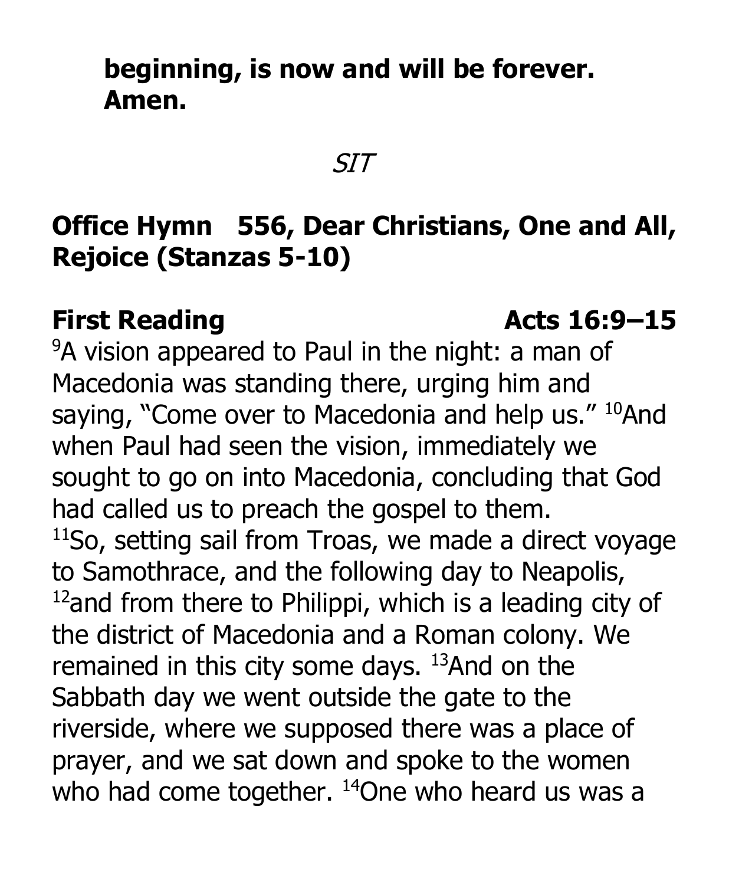**beginning, is now and will be forever. Amen.**

*SIT*

**Office Hymn 556, Dear Christians, One and All, Rejoice (Stanzas 5-10)**

**First Reading** **Acts 16:9–15**

[9]A vision appeared to Paul in the night: a man of Macedonia was standing there, urging him and saying, "Come over to Macedonia and help us." [10]And when Paul had seen the vision, immediately we sought to go on into Macedonia, concluding that God had called us to preach the gospel to them. [11]So, setting sail from Troas, we made a direct voyage to Samothrace, and the following day to Neapolis, [12]and from there to Philippi, which is a leading city of the district of Macedonia and a Roman colony. We remained in this city some days. [13]And on the Sabbath day we went outside the gate to the riverside, where we supposed there was a place of prayer, and we sat down and spoke to the women who had come together. [14]One who heard us was a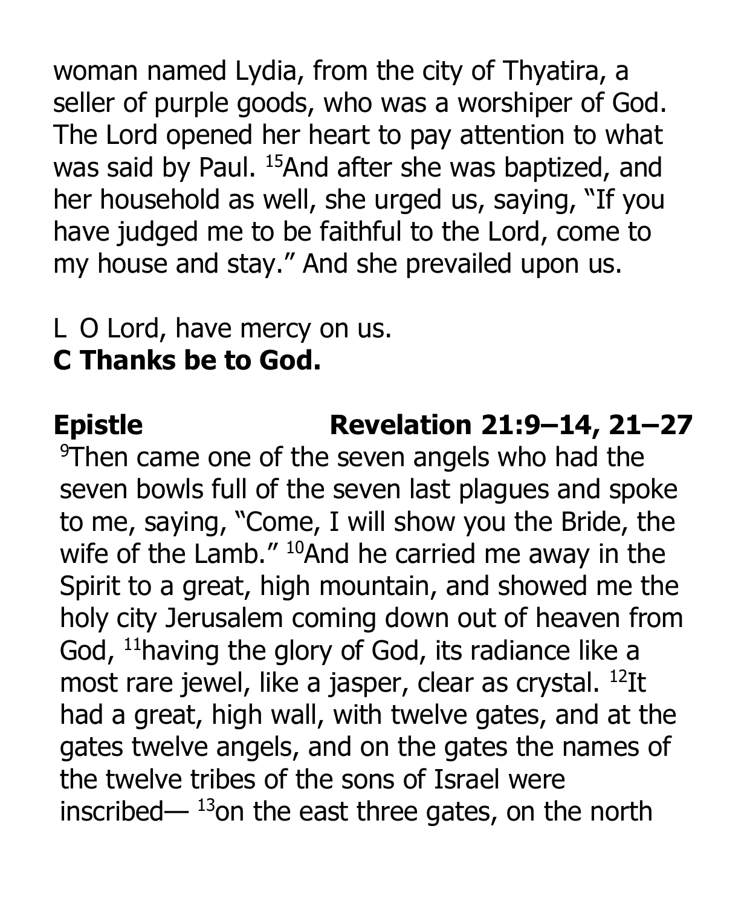woman named Lydia, from the city of Thyatira, a seller of purple goods, who was a worshiper of God. The Lord opened her heart to pay attention to what was said by Paul. [15]And after she was baptized, and her household as well, she urged us, saying, "If you have judged me to be faithful to the Lord, come to my house and stay." And she prevailed upon us.

L O Lord, have mercy on us.
**C Thanks be to God.**

**Epistle Revelation 21:9–14, 21–27**

[9]Then came one of the seven angels who had the seven bowls full of the seven last plagues and spoke to me, saying, "Come, I will show you the Bride, the wife of the Lamb." [10]And he carried me away in the Spirit to a great, high mountain, and showed me the holy city Jerusalem coming down out of heaven from God, [11]having the glory of God, its radiance like a most rare jewel, like a jasper, clear as crystal. [12]It had a great, high wall, with twelve gates, and at the gates twelve angels, and on the gates the names of the twelve tribes of the sons of Israel were inscribed— [13]on the east three gates, on the north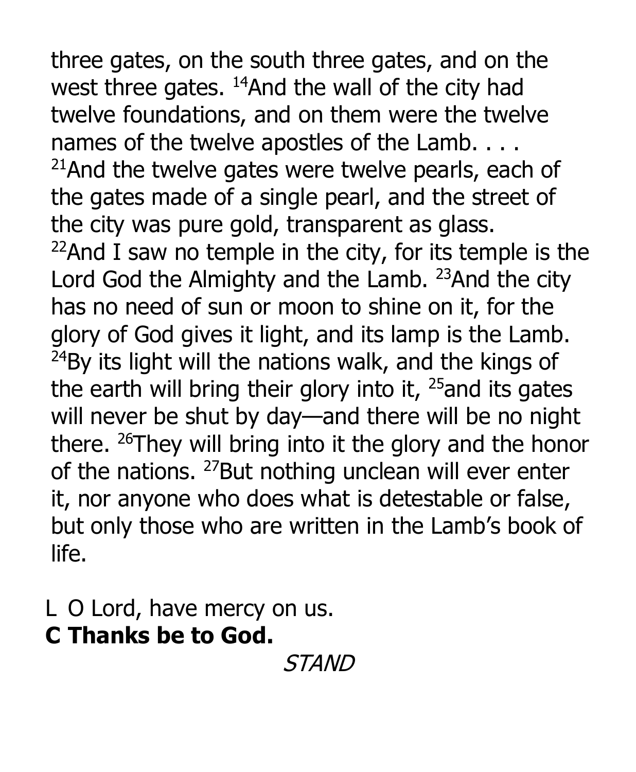three gates, on the south three gates, and on the west three gates. [14]And the wall of the city had twelve foundations, and on them were the twelve names of the twelve apostles of the Lamb. . . . [21]And the twelve gates were twelve pearls, each of the gates made of a single pearl, and the street of the city was pure gold, transparent as glass. [22]And I saw no temple in the city, for its temple is the Lord God the Almighty and the Lamb. [23]And the city has no need of sun or moon to shine on it, for the glory of God gives it light, and its lamp is the Lamb. [24]By its light will the nations walk, and the kings of the earth will bring their glory into it, [25]and its gates will never be shut by day—and there will be no night there. [26]They will bring into it the glory and the honor of the nations. [27]But nothing unclean will ever enter it, nor anyone who does what is detestable or false, but only those who are written in the Lamb's book of life.

L O Lord, have mercy on us.
**C Thanks be to God.**

*STAND*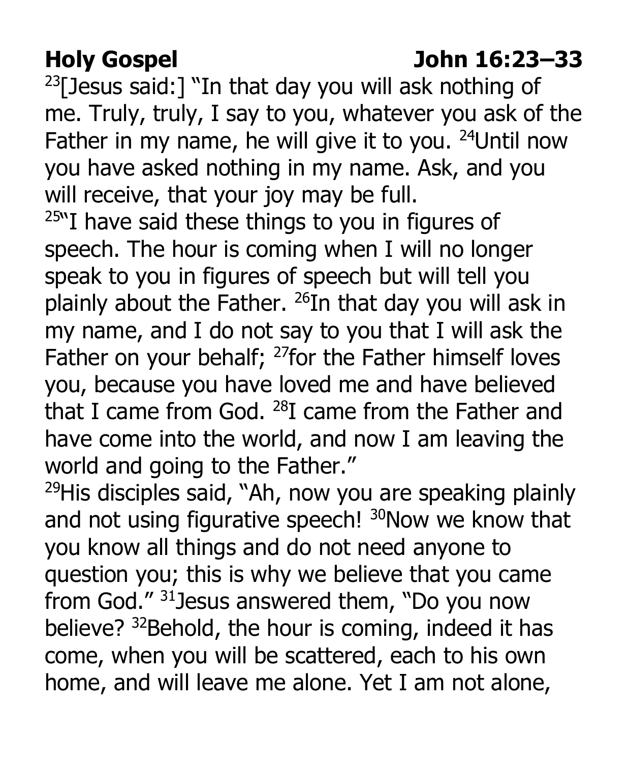**Holy Gospel John 16:23–33**

[23][Jesus said:] "In that day you will ask nothing of me. Truly, truly, I say to you, whatever you ask of the Father in my name, he will give it to you. [24]Until now you have asked nothing in my name. Ask, and you will receive, that your joy may be full.

[25]"I have said these things to you in figures of speech. The hour is coming when I will no longer speak to you in figures of speech but will tell you plainly about the Father. [26]In that day you will ask in my name, and I do not say to you that I will ask the Father on your behalf; [27]for the Father himself loves you, because you have loved me and have believed that I came from God. [28]I came from the Father and have come into the world, and now I am leaving the world and going to the Father."

[29]His disciples said, "Ah, now you are speaking plainly and not using figurative speech! [30]Now we know that you know all things and do not need anyone to question you; this is why we believe that you came from God." [31]Jesus answered them, "Do you now believe? [32]Behold, the hour is coming, indeed it has come, when you will be scattered, each to his own home, and will leave me alone. Yet I am not alone,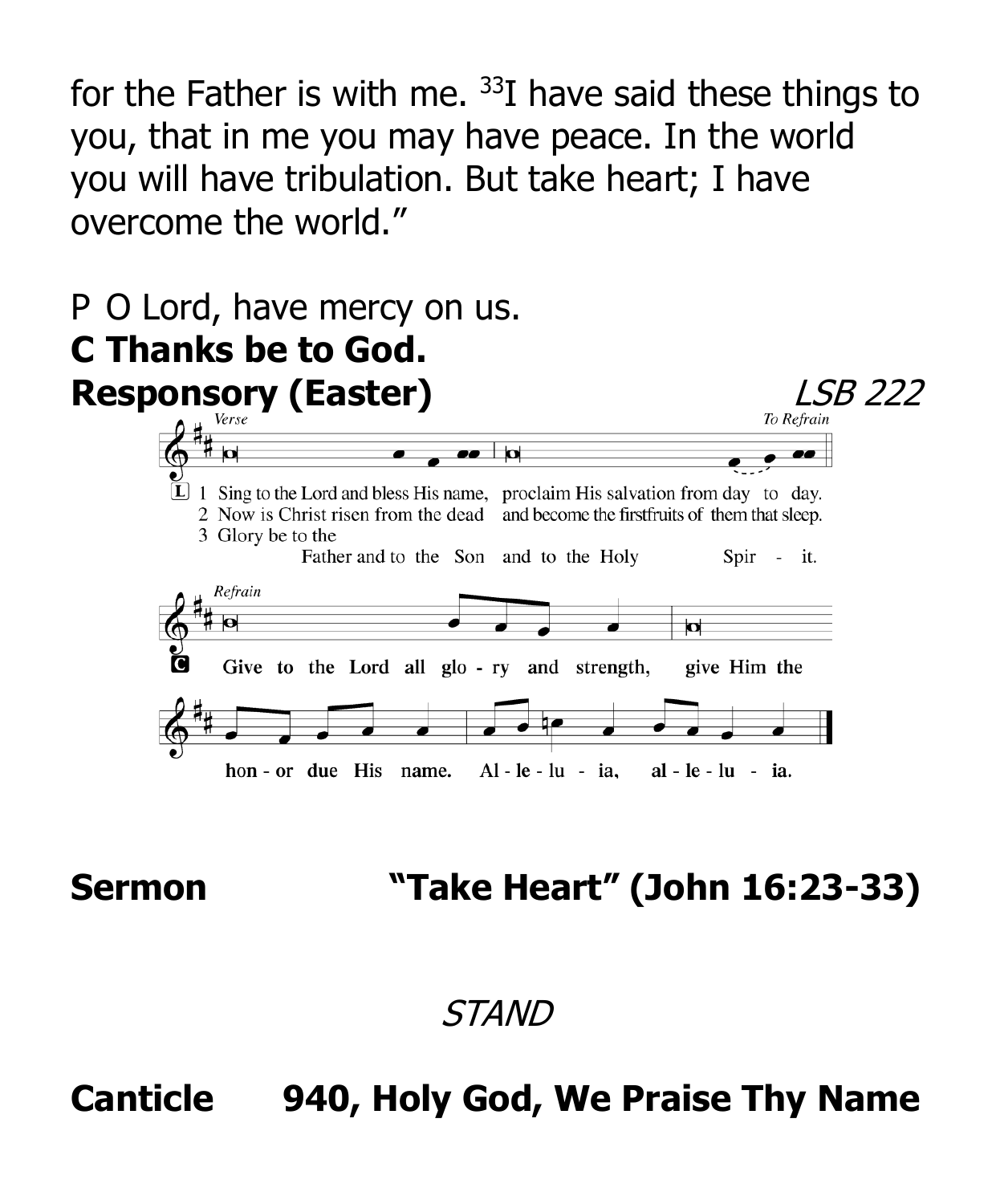for the Father is with me. [33]I have said these things to you, that in me you may have peace. In the world you will have tribulation. But take heart; I have overcome the world."

P O Lord, have mercy on us.
**C Thanks be to God.**

**Responsory (Easter)** *LSB 222*

*Verse* / *To Refrain*

L 1 Sing to the Lord and bless His name, proclaim His salvation from day to day.
2 Now is Christ risen from the dead and become the firstfruits of them that sleep.
3 Glory be to the Father and to the Son and to the Holy Spir - it.

*Refrain*

**C Give to the Lord all glo - ry and strength, give Him the hon - or due His name. Al - le - lu - ia, al - le - lu - ia.**

**Sermon "Take Heart" (John 16:23-33)**

*STAND*

**Canticle 940, Holy God, We Praise Thy Name**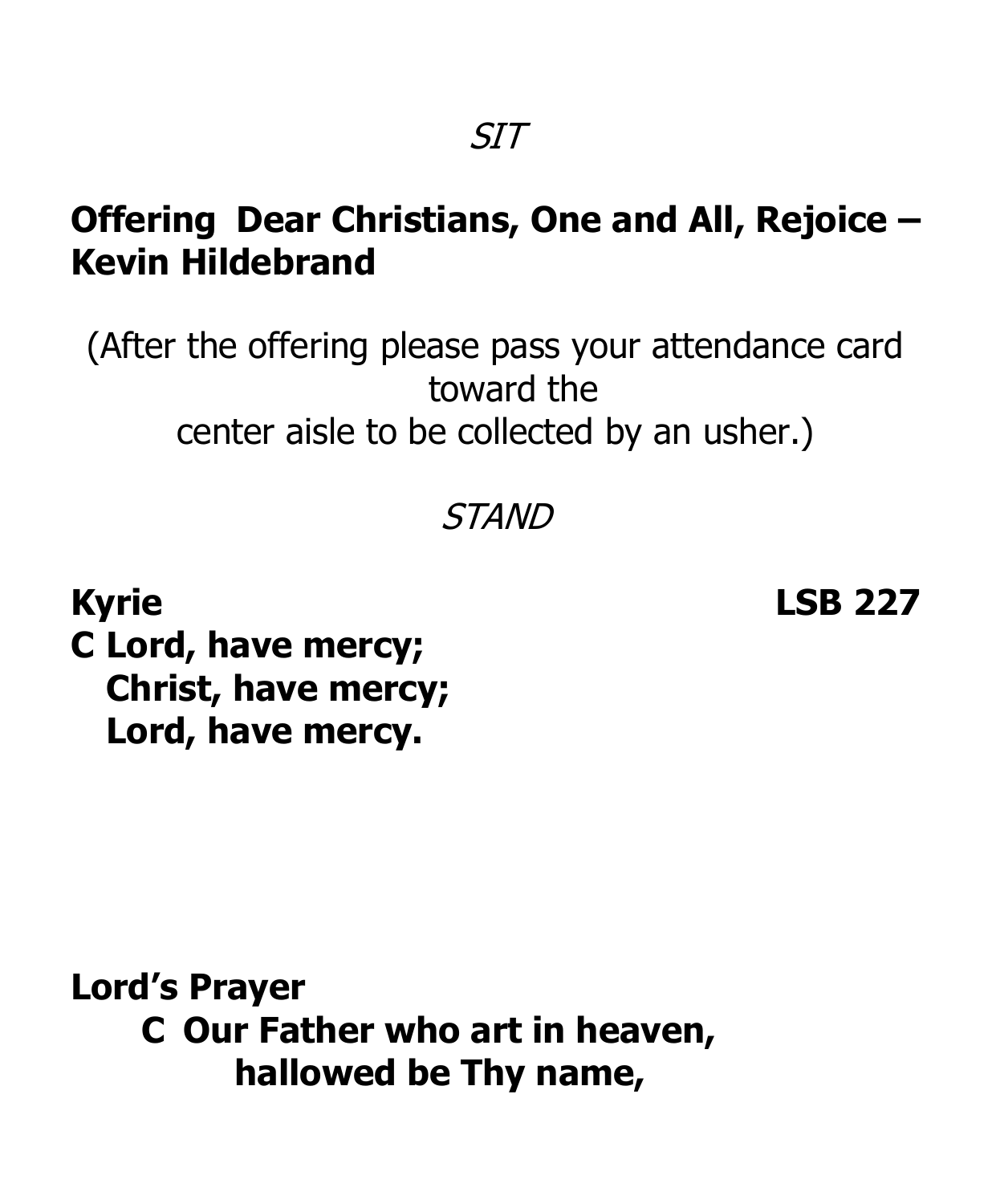*SIT*

**Offering Dear Christians, One and All, Rejoice – Kevin Hildebrand**

(After the offering please pass your attendance card toward the center aisle to be collected by an usher.)

*STAND*

**Kyrie** **LSB 227**

**C Lord, have mercy;**
**Christ, have mercy;**
**Lord, have mercy.**

**Lord's Prayer**

**C Our Father who art in heaven,**
**hallowed be Thy name,**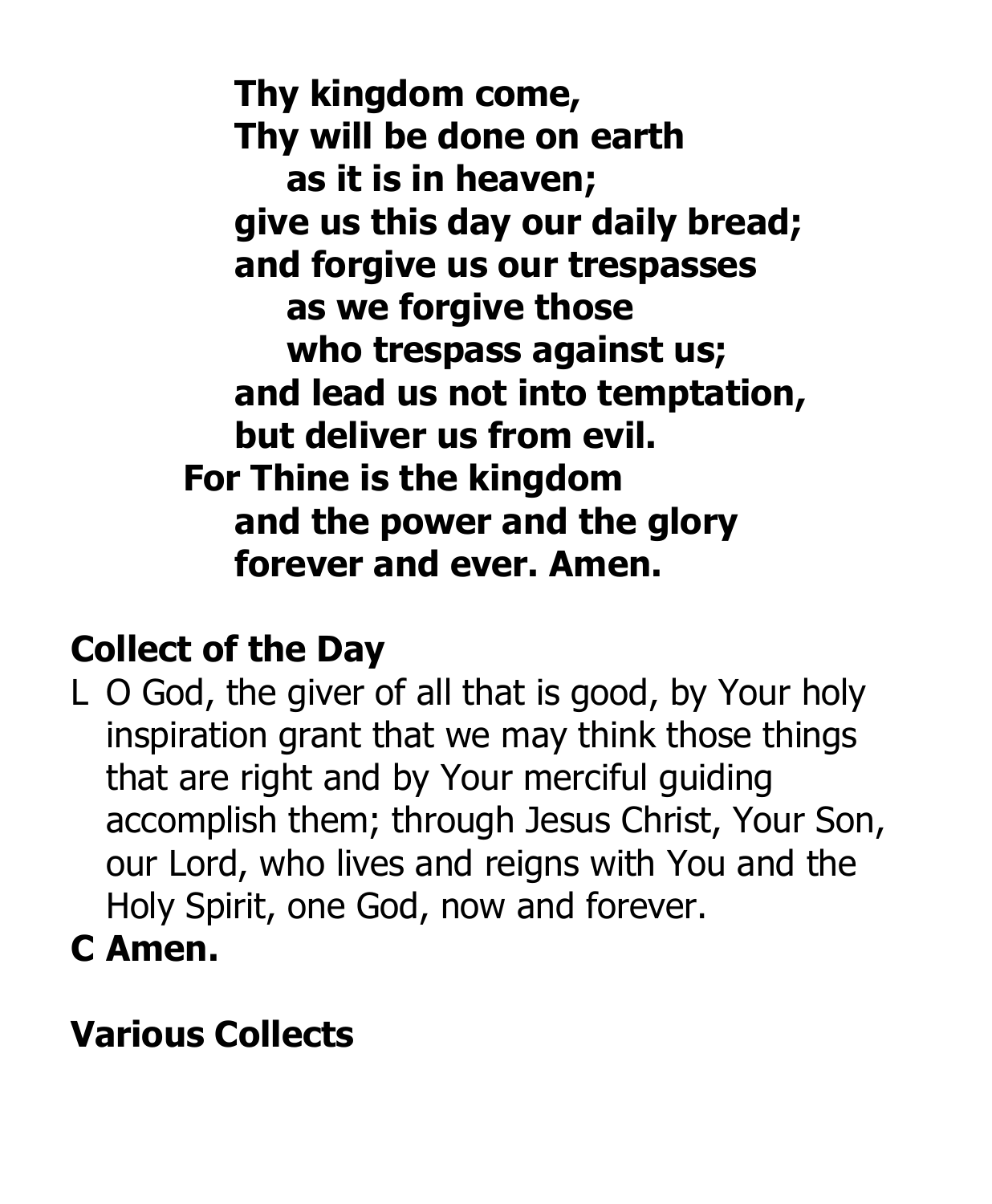**Thy kingdom come,**
**Thy will be done on earth**
**as it is in heaven;**
**give us this day our daily bread;**
**and forgive us our trespasses**
**as we forgive those**
**who trespass against us;**
**and lead us not into temptation,**
**but deliver us from evil.**
**For Thine is the kingdom**
**and the power and the glory**
**forever and ever. Amen.**

## Collect of the Day

L O God, the giver of all that is good, by Your holy inspiration grant that we may think those things that are right and by Your merciful guiding accomplish them; through Jesus Christ, Your Son, our Lord, who lives and reigns with You and the Holy Spirit, one God, now and forever.

**C Amen.**

## Various Collects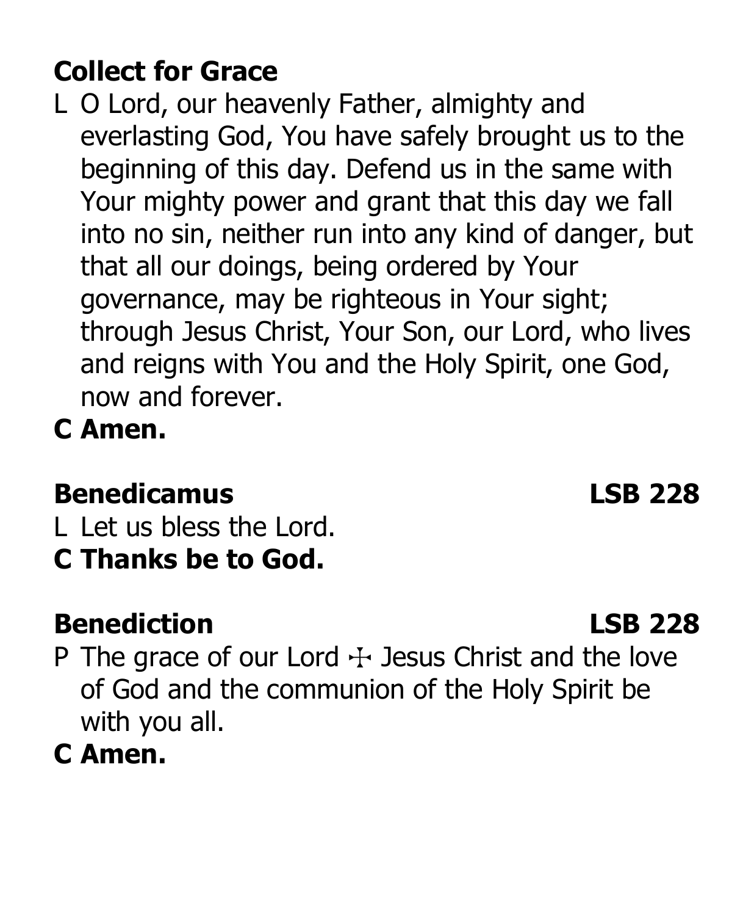**Collect for Grace**

L O Lord, our heavenly Father, almighty and everlasting God, You have safely brought us to the beginning of this day. Defend us in the same with Your mighty power and grant that this day we fall into no sin, neither run into any kind of danger, but that all our doings, being ordered by Your governance, may be righteous in Your sight; through Jesus Christ, Your Son, our Lord, who lives and reigns with You and the Holy Spirit, one God, now and forever.

**C Amen.**

**Benedicamus** **LSB 228**

L Let us bless the Lord.

**C Thanks be to God.**

**Benediction** **LSB 228**

P The grace of our Lord ☩ Jesus Christ and the love of God and the communion of the Holy Spirit be with you all.

**C Amen.**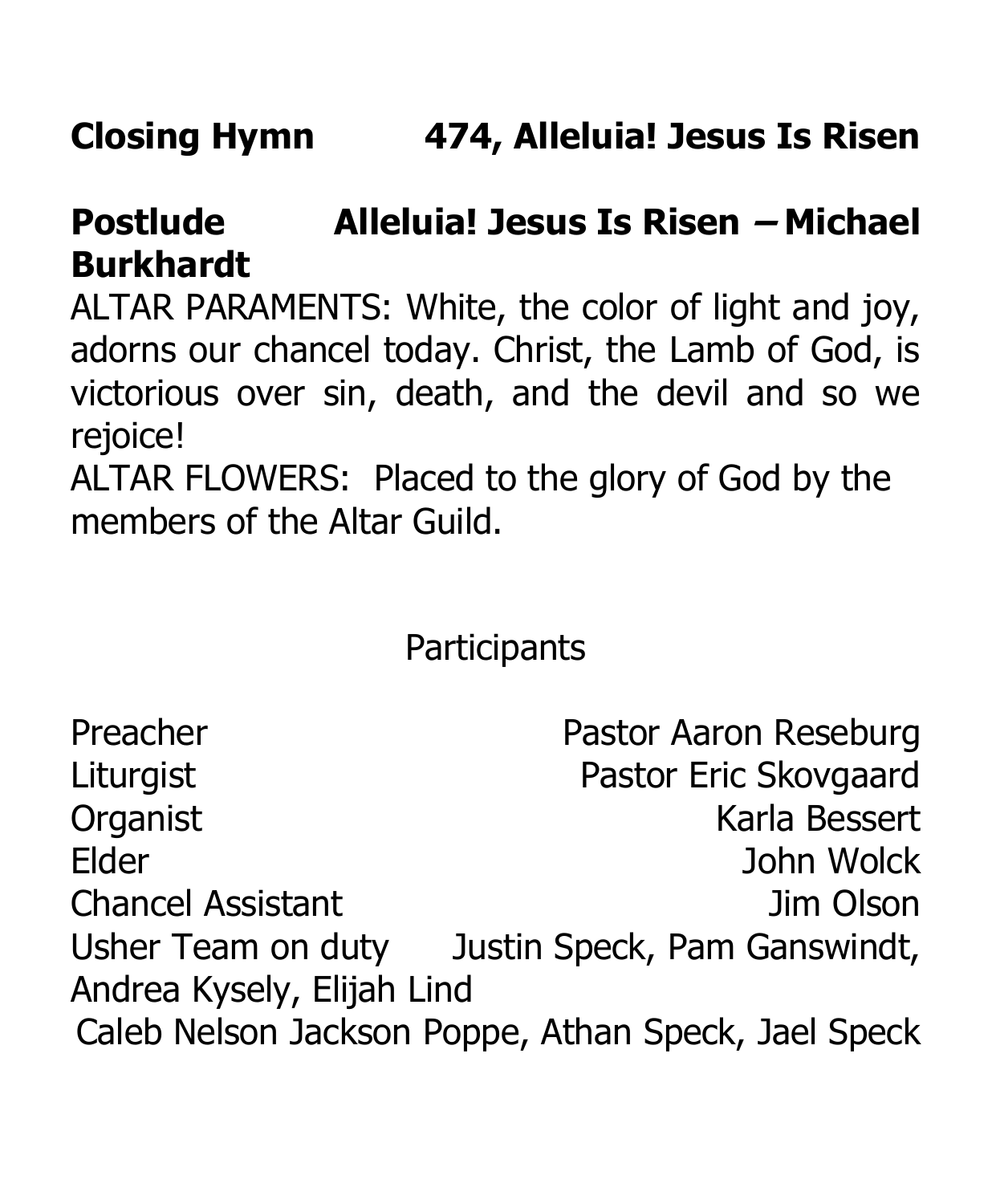**Closing Hymn 474, Alleluia! Jesus Is Risen**

**Postlude Alleluia! Jesus Is Risen – Michael Burkhardt**

ALTAR PARAMENTS: White, the color of light and joy, adorns our chancel today. Christ, the Lamb of God, is victorious over sin, death, and the devil and so we rejoice!

ALTAR FLOWERS: Placed to the glory of God by the members of the Altar Guild.

Participants

| | |
|---|---|
| Preacher | Pastor Aaron Reseburg |
| Liturgist | Pastor Eric Skovgaard |
| Organist | Karla Bessert |
| Elder | John Wolck |
| Chancel Assistant | Jim Olson |
| Usher Team on duty | Justin Speck, Pam Ganswindt, Andrea Kysely, Elijah Lind |
| | Caleb Nelson Jackson Poppe, Athan Speck, Jael Speck |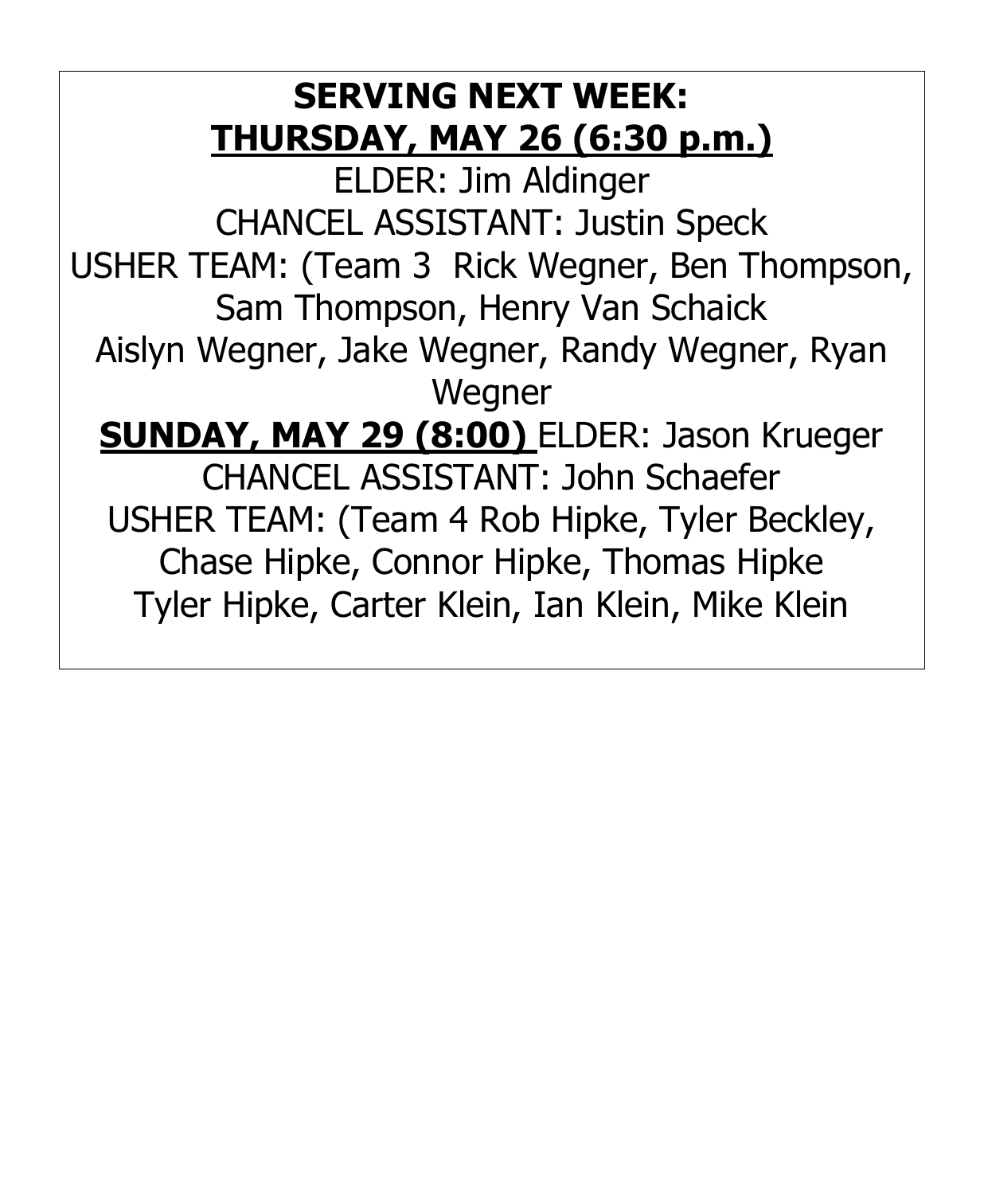**SERVING NEXT WEEK:**

**THURSDAY, MAY 26 (6:30 p.m.)**

ELDER: Jim Aldinger

CHANCEL ASSISTANT: Justin Speck

USHER TEAM: (Team 3 Rick Wegner, Ben Thompson, Sam Thompson, Henry Van Schaick

Aislyn Wegner, Jake Wegner, Randy Wegner, Ryan Wegner

**SUNDAY, MAY 29 (8:00)** ELDER: Jason Krueger

CHANCEL ASSISTANT: John Schaefer

USHER TEAM: (Team 4 Rob Hipke, Tyler Beckley, Chase Hipke, Connor Hipke, Thomas Hipke

Tyler Hipke, Carter Klein, Ian Klein, Mike Klein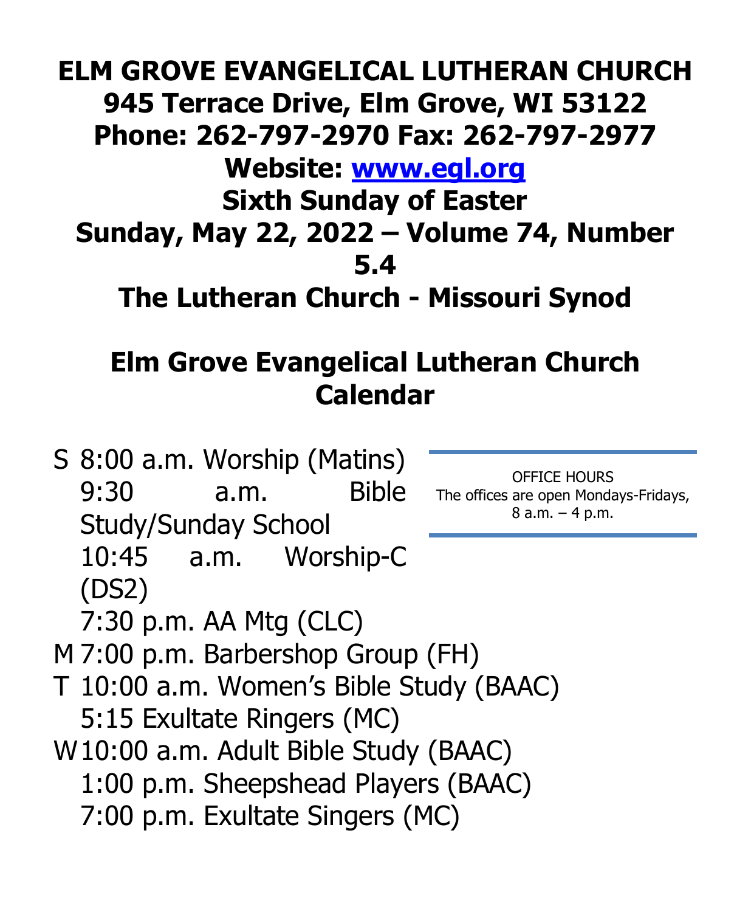# ELM GROVE EVANGELICAL LUTHERAN CHURCH
# 945 Terrace Drive, Elm Grove, WI 53122
# Phone: 262-797-2970 Fax: 262-797-2977
# Website: www.egl.org
# Sixth Sunday of Easter
# Sunday, May 22, 2022 – Volume 74, Number 5.4
# The Lutheran Church - Missouri Synod

## Elm Grove Evangelical Lutheran Church Calendar

OFFICE HOURS
The offices are open Mondays-Fridays, 8 a.m. – 4 p.m.

S 8:00 a.m. Worship (Matins)
9:30 a.m. Bible Study/Sunday School
10:45 a.m. Worship-C (DS2)
7:30 p.m. AA Mtg (CLC)

M 7:00 p.m. Barbershop Group (FH)

T 10:00 a.m. Women's Bible Study (BAAC)
5:15 Exultate Ringers (MC)

W 10:00 a.m. Adult Bible Study (BAAC)
1:00 p.m. Sheepshead Players (BAAC)
7:00 p.m. Exultate Singers (MC)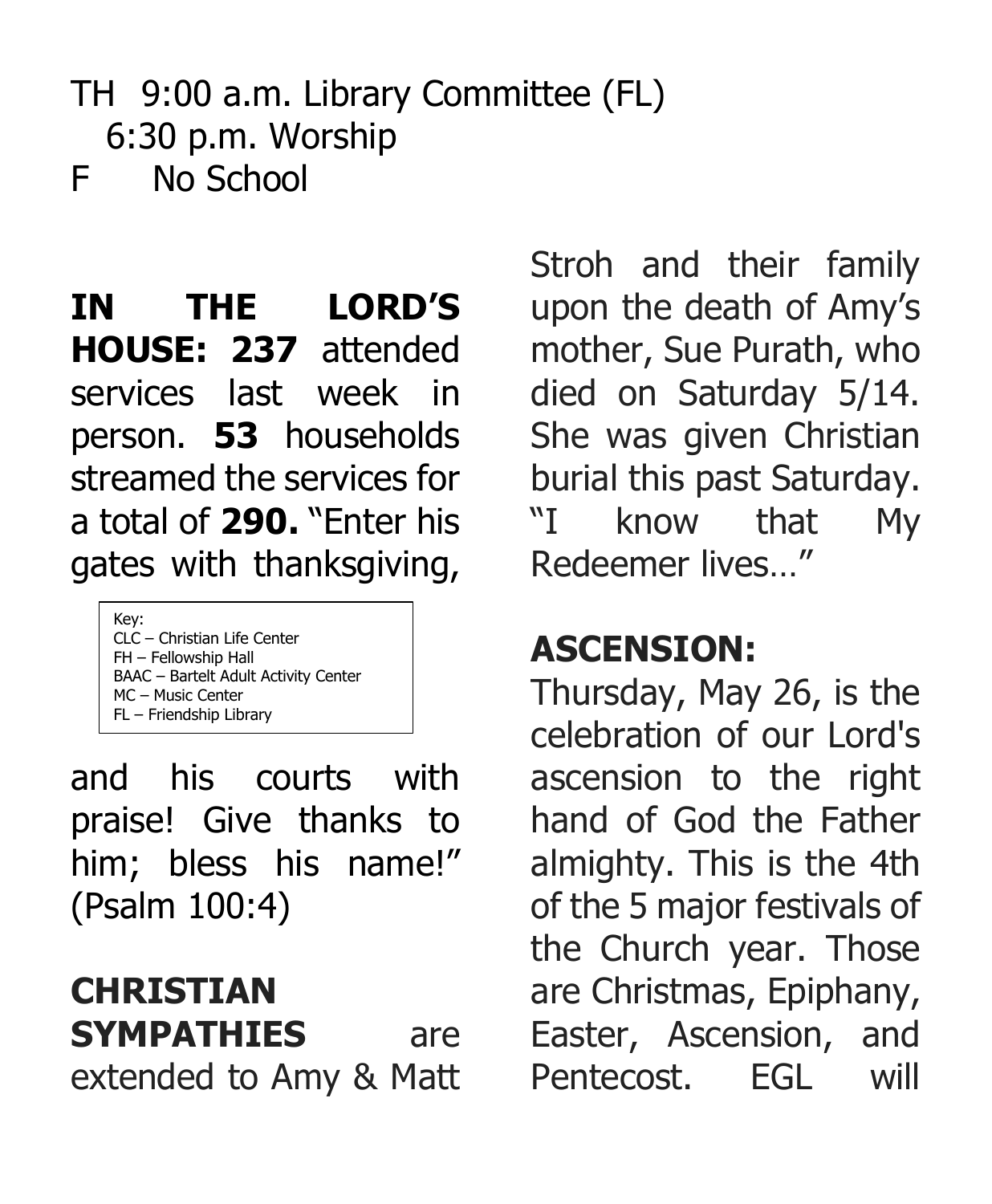TH 9:00 a.m. Library Committee (FL)
6:30 p.m. Worship
F No School

**IN THE LORD'S HOUSE: 237** attended services last week in person. **53** households streamed the services for a total of **290.** "Enter his gates with thanksgiving, and his courts with praise! Give thanks to him; bless his name!" (Psalm 100:4)

Key:
CLC – Christian Life Center
FH – Fellowship Hall
BAAC – Bartelt Adult Activity Center
MC – Music Center
FL – Friendship Library

**CHRISTIAN SYMPATHIES** are extended to Amy & Matt Stroh and their family upon the death of Amy's mother, Sue Purath, who died on Saturday 5/14. She was given Christian burial this past Saturday. "I know that My Redeemer lives…"

**ASCENSION:**
Thursday, May 26, is the celebration of our Lord's ascension to the right hand of God the Father almighty. This is the 4th of the 5 major festivals of the Church year. Those are Christmas, Epiphany, Easter, Ascension, and Pentecost. EGL will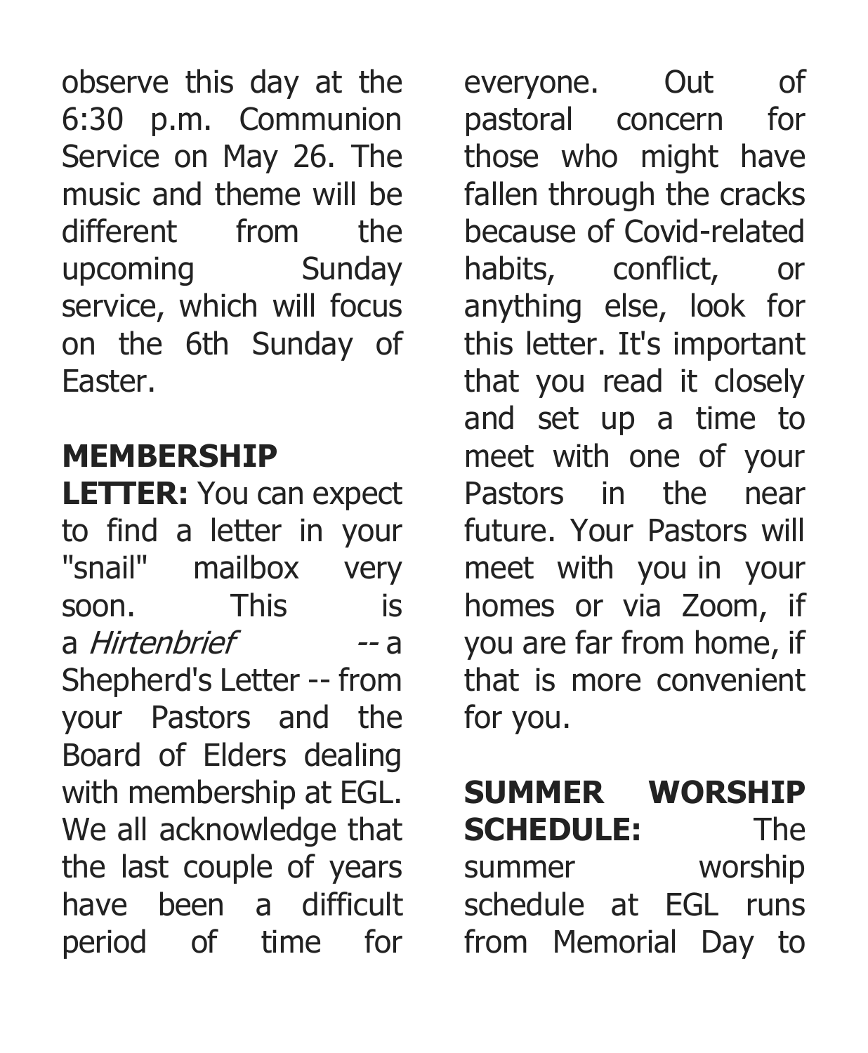observe this day at the 6:30 p.m. Communion Service on May 26. The music and theme will be different from the upcoming Sunday service, which will focus on the 6th Sunday of Easter.

**MEMBERSHIP LETTER:** You can expect to find a letter in your "snail" mailbox very soon. This is a *Hirtenbrief* -- a Shepherd's Letter -- from your Pastors and the Board of Elders dealing with membership at EGL. We all acknowledge that the last couple of years have been a difficult period of time for everyone. Out of pastoral concern for those who might have fallen through the cracks because of Covid-related habits, conflict, or anything else, look for this letter. It's important that you read it closely and set up a time to meet with one of your Pastors in the near future. Your Pastors will meet with you in your homes or via Zoom, if you are far from home, if that is more convenient for you.

**SUMMER WORSHIP SCHEDULE:** The summer worship schedule at EGL runs from Memorial Day to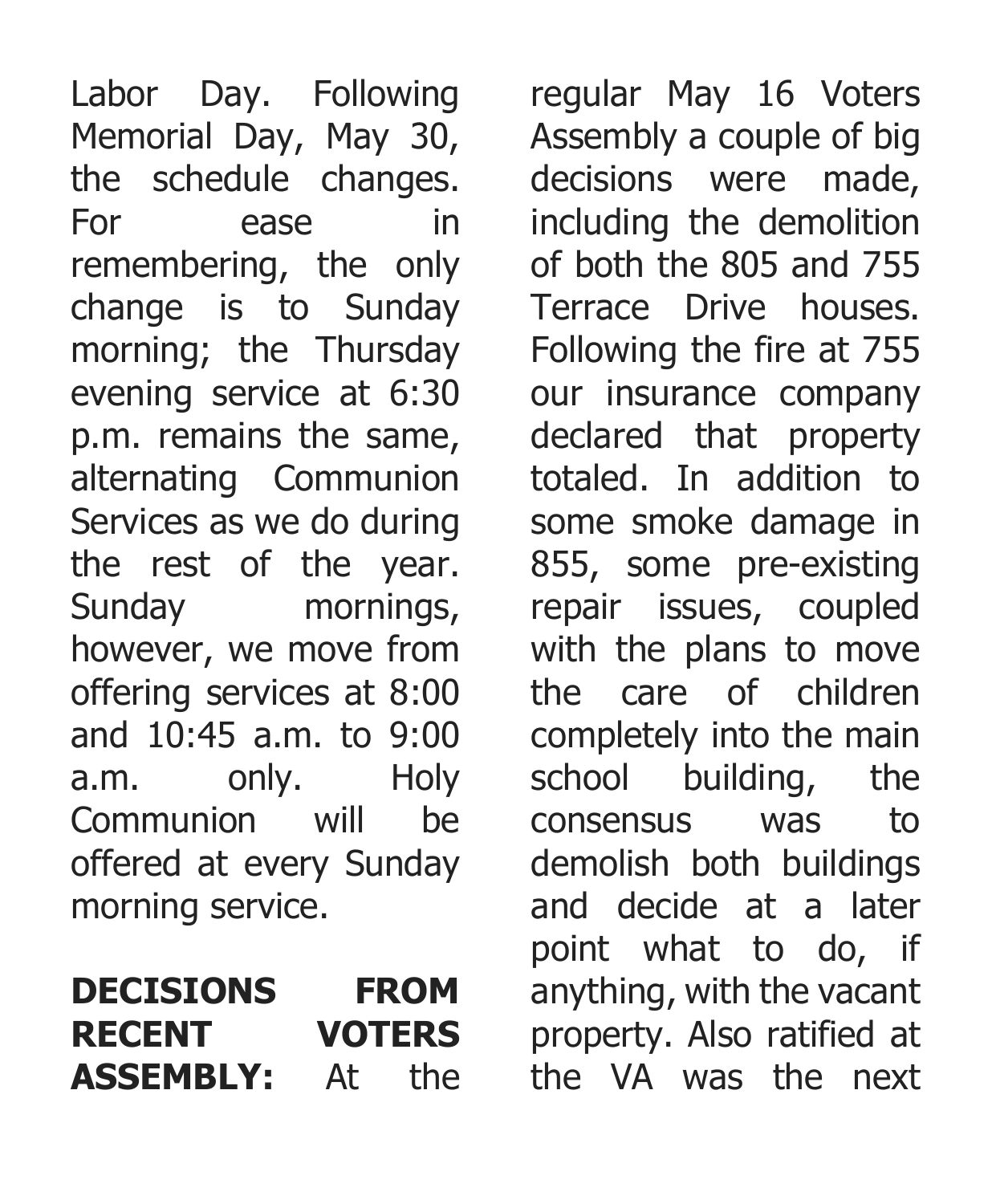Labor Day. Following Memorial Day, May 30, the schedule changes. For ease in remembering, the only change is to Sunday morning; the Thursday evening service at 6:30 p.m. remains the same, alternating Communion Services as we do during the rest of the year. Sunday mornings, however, we move from offering services at 8:00 and 10:45 a.m. to 9:00 a.m. only. Holy Communion will be offered at every Sunday morning service.

**DECISIONS FROM RECENT VOTERS ASSEMBLY:** At the regular May 16 Voters Assembly a couple of big decisions were made, including the demolition of both the 805 and 755 Terrace Drive houses. Following the fire at 755 our insurance company declared that property totaled. In addition to some smoke damage in 855, some pre-existing repair issues, coupled with the plans to move the care of children completely into the main school building, the consensus was to demolish both buildings and decide at a later point what to do, if anything, with the vacant property. Also ratified at the VA was the next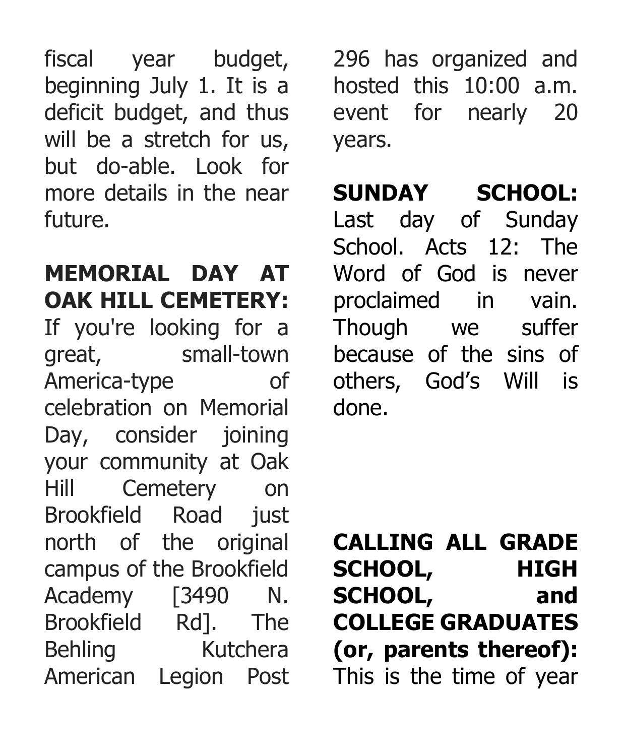fiscal year budget, beginning July 1. It is a deficit budget, and thus will be a stretch for us, but do-able. Look for more details in the near future.

**MEMORIAL DAY AT OAK HILL CEMETERY:** If you're looking for a great, small-town America-type of celebration on Memorial Day, consider joining your community at Oak Hill Cemetery on Brookfield Road just north of the original campus of the Brookfield Academy [3490 N. Brookfield Rd]. The Behling Kutchera American Legion Post 296 has organized and hosted this 10:00 a.m. event for nearly 20 years.

**SUNDAY SCHOOL:** Last day of Sunday School. Acts 12: The Word of God is never proclaimed in vain. Though we suffer because of the sins of others, God's Will is done.

**CALLING ALL GRADE SCHOOL, HIGH SCHOOL, and COLLEGE GRADUATES (or, parents thereof):** This is the time of year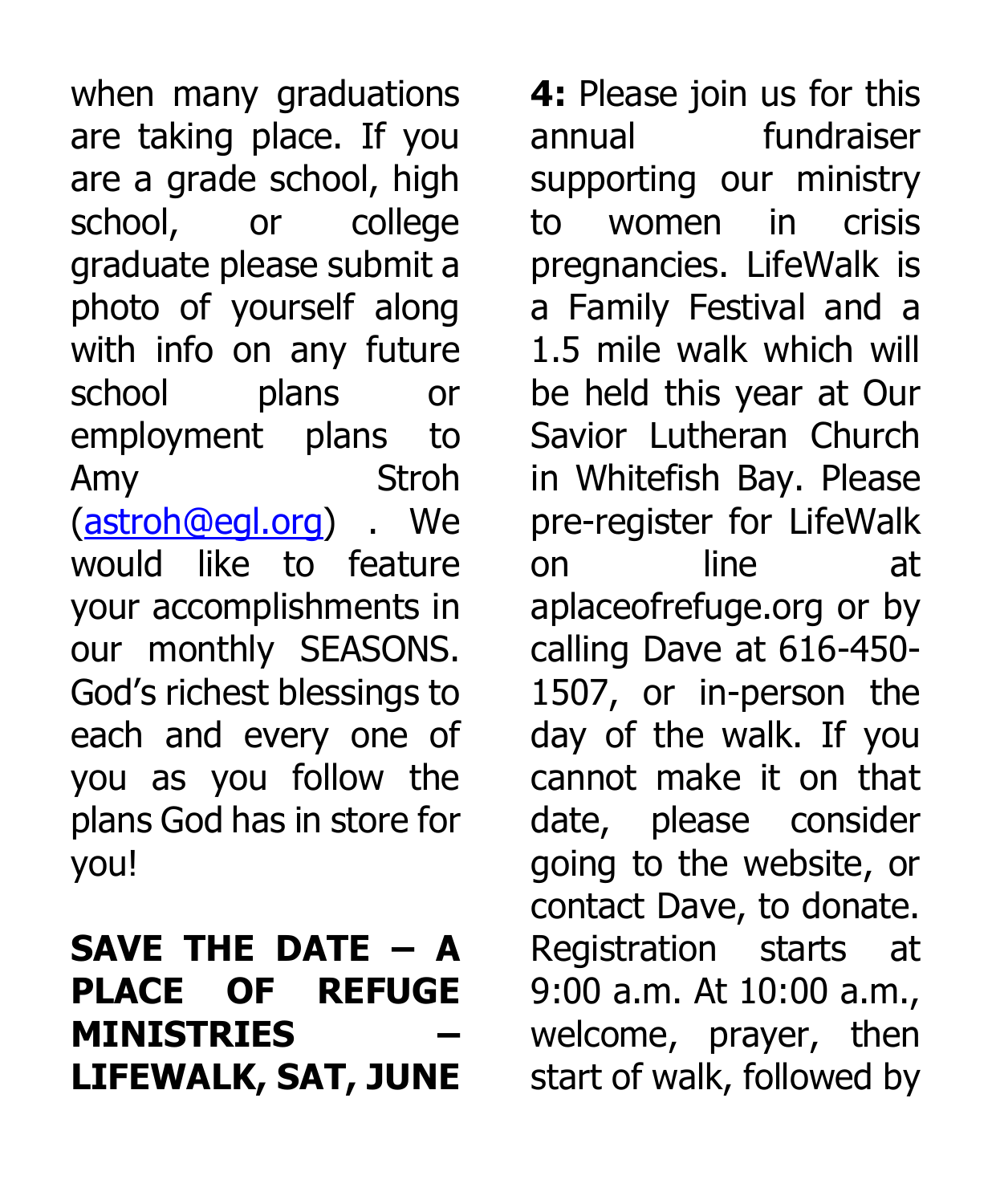when many graduations are taking place. If you are a grade school, high school, or college graduate please submit a photo of yourself along with info on any future school plans or employment plans to Amy Stroh (astroh@egl.org) . We would like to feature your accomplishments in our monthly SEASONS. God's richest blessings to each and every one of you as you follow the plans God has in store for you!

**SAVE THE DATE – A PLACE OF REFUGE MINISTRIES – LIFEWALK, SAT, JUNE 4:** Please join us for this annual fundraiser supporting our ministry to women in crisis pregnancies. LifeWalk is a Family Festival and a 1.5 mile walk which will be held this year at Our Savior Lutheran Church in Whitefish Bay. Please pre-register for LifeWalk on line at aplaceofrefuge.org or by calling Dave at 616-450-1507, or in-person the day of the walk. If you cannot make it on that date, please consider going to the website, or contact Dave, to donate. Registration starts at 9:00 a.m. At 10:00 a.m., welcome, prayer, then start of walk, followed by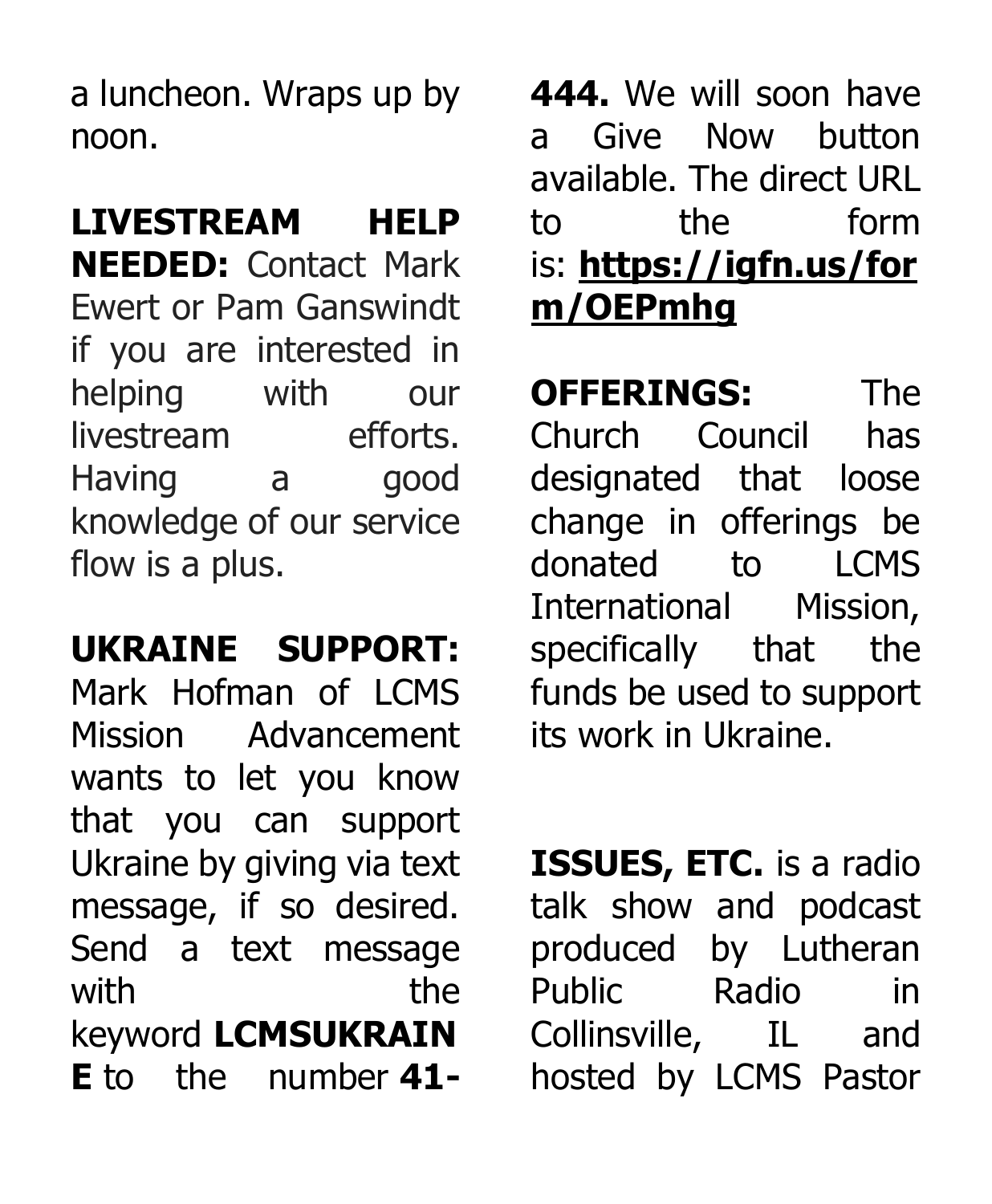a luncheon. Wraps up by noon.

**LIVESTREAM HELP NEEDED:** Contact Mark Ewert or Pam Ganswindt if you are interested in helping with our livestream efforts. Having a good knowledge of our service flow is a plus.

**UKRAINE SUPPORT:** Mark Hofman of LCMS Mission Advancement wants to let you know that you can support Ukraine by giving via text message, if so desired. Send a text message with the keyword **LCMSUKRAINE** to the number **41-444.** We will soon have a Give Now button available. The direct URL to the form is: **https://igfn.us/form/OEPmhg**

**OFFERINGS:** The Church Council has designated that loose change in offerings be donated to LCMS International Mission, specifically that the funds be used to support its work in Ukraine.

**ISSUES, ETC.** is a radio talk show and podcast produced by Lutheran Public Radio in Collinsville, IL and hosted by LCMS Pastor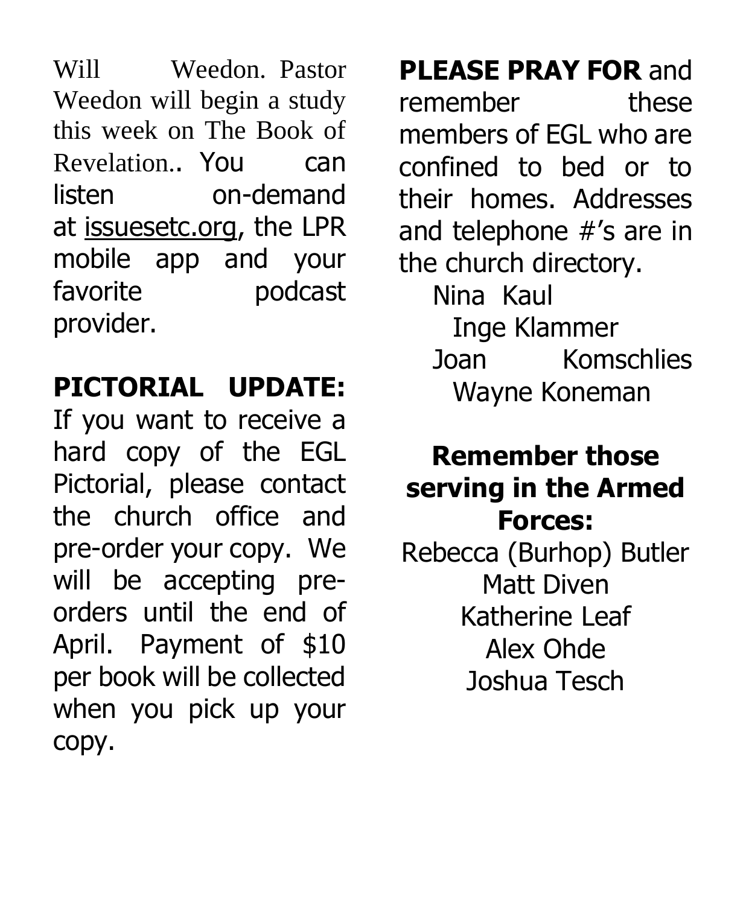Will Weedon. Pastor Weedon will begin a study this week on The Book of Revelation.. You can listen on-demand at issuesetc.org, the LPR mobile app and your favorite podcast provider.

**PICTORIAL UPDATE:** If you want to receive a hard copy of the EGL Pictorial, please contact the church office and pre-order your copy. We will be accepting pre-orders until the end of April. Payment of $10 per book will be collected when you pick up your copy.

**PLEASE PRAY FOR** and remember these members of EGL who are confined to bed or to their homes. Addresses and telephone #'s are in the church directory.

Nina Kaul
Inge Klammer
Joan Komschlies
Wayne Koneman

**Remember those serving in the Armed Forces:**

Rebecca (Burhop) Butler
Matt Diven
Katherine Leaf
Alex Ohde
Joshua Tesch